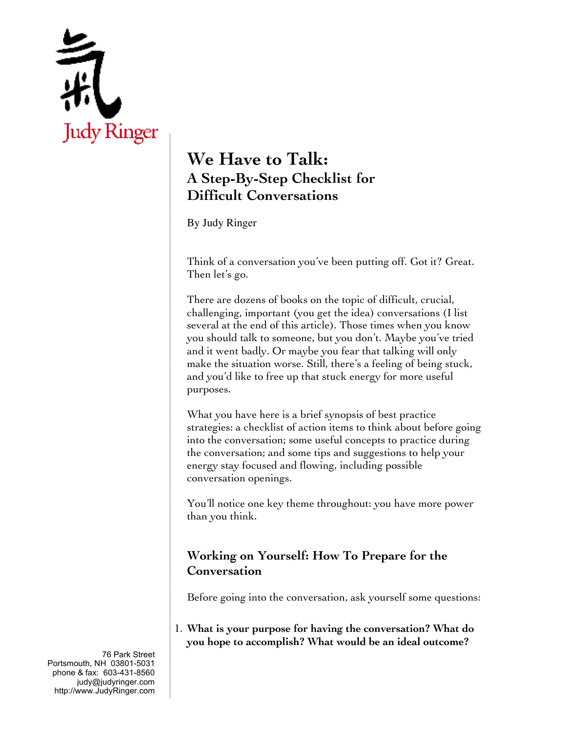Judy Ringer

# We Have to Talk:
## A Step-By-Step Checklist for Difficult Conversations

By Judy Ringer

Think of a conversation you've been putting off. Got it? Great. Then let's go.

There are dozens of books on the topic of difficult, crucial, challenging, important (you get the idea) conversations (I list several at the end of this article). Those times when you know you should talk to someone, but you don't. Maybe you've tried and it went badly. Or maybe you fear that talking will only make the situation worse. Still, there's a feeling of being stuck, and you'd like to free up that stuck energy for more useful purposes.

What you have here is a brief synopsis of best practice strategies: a checklist of action items to think about before going into the conversation; some useful concepts to practice during the conversation; and some tips and suggestions to help your energy stay focused and flowing, including possible conversation openings.

You'll notice one key theme throughout: you have more power than you think.

## Working on Yourself: How To Prepare for the Conversation

Before going into the conversation, ask yourself some questions:

1. **What is your purpose for having the conversation? What do you hope to accomplish? What would be an ideal outcome?**

76 Park Street
Portsmouth, NH 03801-5031
phone & fax: 603-431-8560
judy@judyringer.com
http://www.JudyRinger.com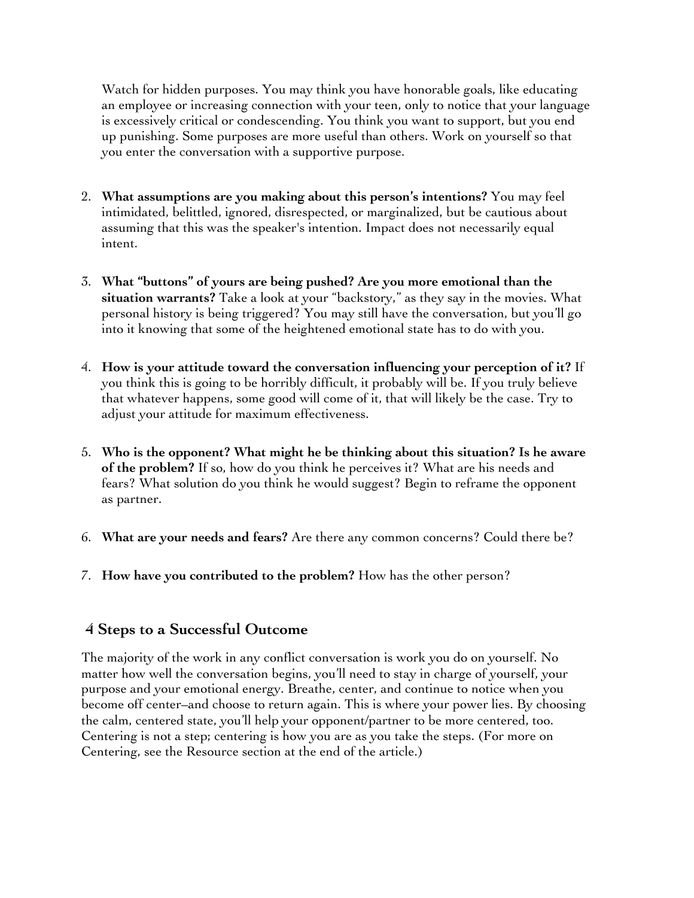Watch for hidden purposes. You may think you have honorable goals, like educating an employee or increasing connection with your teen, only to notice that your language is excessively critical or condescending. You think you want to support, but you end up punishing. Some purposes are more useful than others. Work on yourself so that you enter the conversation with a supportive purpose.

2. **What assumptions are you making about this person's intentions?** You may feel intimidated, belittled, ignored, disrespected, or marginalized, but be cautious about assuming that this was the speaker's intention. Impact does not necessarily equal intent.

3. **What "buttons" of yours are being pushed? Are you more emotional than the situation warrants?** Take a look at your "backstory," as they say in the movies. What personal history is being triggered? You may still have the conversation, but you'll go into it knowing that some of the heightened emotional state has to do with you.

4. **How is your attitude toward the conversation influencing your perception of it?** If you think this is going to be horribly difficult, it probably will be. If you truly believe that whatever happens, some good will come of it, that will likely be the case. Try to adjust your attitude for maximum effectiveness.

5. **Who is the opponent? What might he be thinking about this situation? Is he aware of the problem?** If so, how do you think he perceives it? What are his needs and fears? What solution do you think he would suggest? Begin to reframe the opponent as partner.

6. **What are your needs and fears?** Are there any common concerns? Could there be?

7. **How have you contributed to the problem?** How has the other person?

## 4 Steps to a Successful Outcome

The majority of the work in any conflict conversation is work you do on yourself. No matter how well the conversation begins, you'll need to stay in charge of yourself, your purpose and your emotional energy. Breathe, center, and continue to notice when you become off center–and choose to return again. This is where your power lies. By choosing the calm, centered state, you'll help your opponent/partner to be more centered, too. Centering is not a step; centering is how you are as you take the steps. (For more on Centering, see the Resource section at the end of the article.)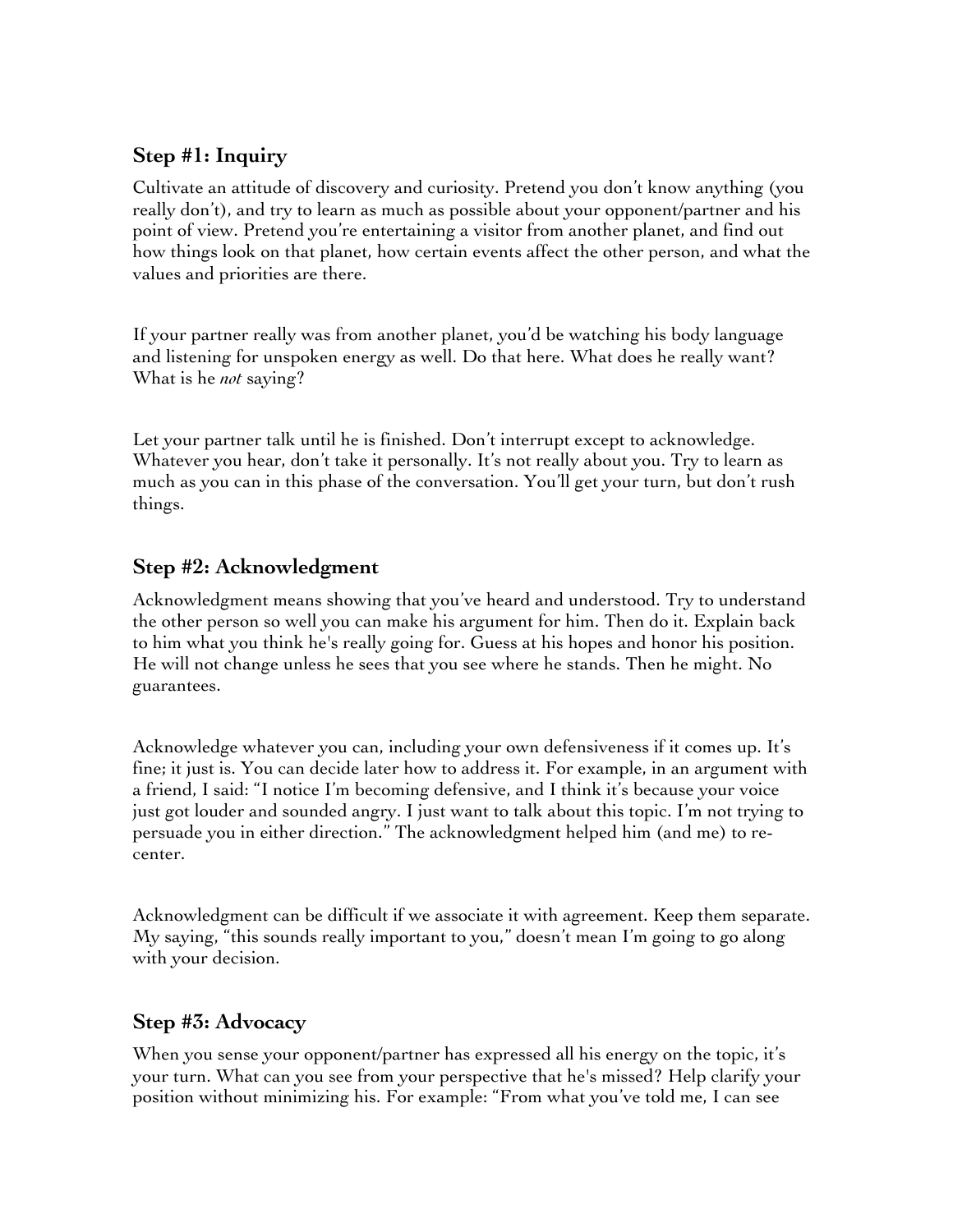### Step #1: Inquiry

Cultivate an attitude of discovery and curiosity. Pretend you don't know anything (you really don't), and try to learn as much as possible about your opponent/partner and his point of view. Pretend you're entertaining a visitor from another planet, and find out how things look on that planet, how certain events affect the other person, and what the values and priorities are there.

If your partner really was from another planet, you'd be watching his body language and listening for unspoken energy as well. Do that here. What does he really want? What is he *not* saying?

Let your partner talk until he is finished. Don't interrupt except to acknowledge. Whatever you hear, don't take it personally. It's not really about you. Try to learn as much as you can in this phase of the conversation. You'll get your turn, but don't rush things.

### Step #2: Acknowledgment

Acknowledgment means showing that you've heard and understood. Try to understand the other person so well you can make his argument for him. Then do it. Explain back to him what you think he's really going for. Guess at his hopes and honor his position. He will not change unless he sees that you see where he stands. Then he might. No guarantees.

Acknowledge whatever you can, including your own defensiveness if it comes up. It's fine; it just is. You can decide later how to address it. For example, in an argument with a friend, I said: "I notice I'm becoming defensive, and I think it's because your voice just got louder and sounded angry. I just want to talk about this topic. I'm not trying to persuade you in either direction." The acknowledgment helped him (and me) to re-center.

Acknowledgment can be difficult if we associate it with agreement. Keep them separate. My saying, "this sounds really important to you," doesn't mean I'm going to go along with your decision.

### Step #3: Advocacy

When you sense your opponent/partner has expressed all his energy on the topic, it's your turn. What can you see from your perspective that he's missed? Help clarify your position without minimizing his. For example: "From what you've told me, I can see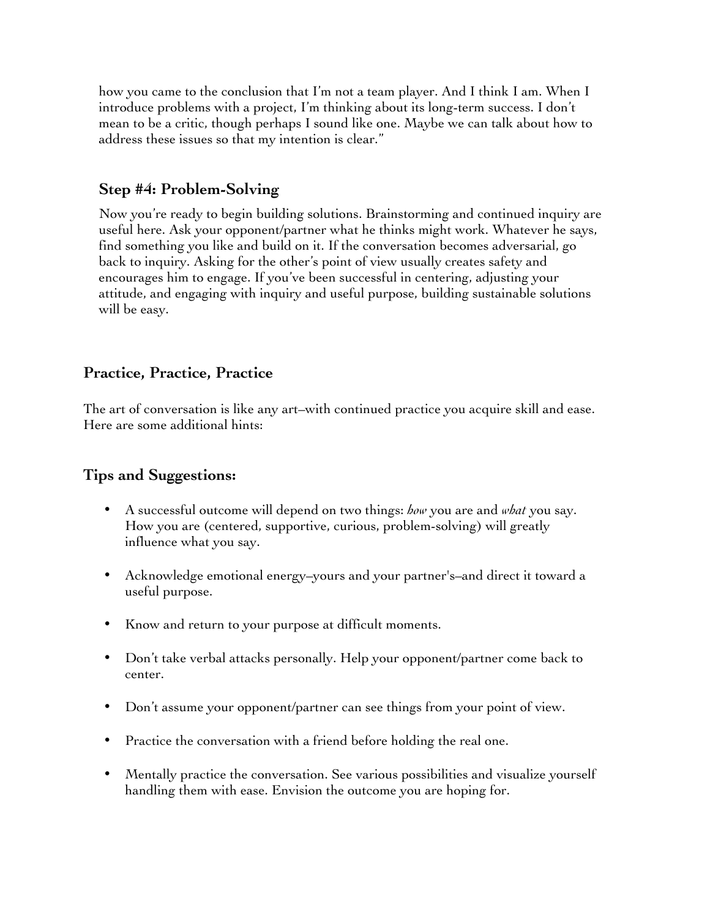how you came to the conclusion that I'm not a team player. And I think I am. When I introduce problems with a project, I'm thinking about its long-term success. I don't mean to be a critic, though perhaps I sound like one. Maybe we can talk about how to address these issues so that my intention is clear."

### Step #4: Problem-Solving

Now you're ready to begin building solutions. Brainstorming and continued inquiry are useful here. Ask your opponent/partner what he thinks might work. Whatever he says, find something you like and build on it. If the conversation becomes adversarial, go back to inquiry. Asking for the other's point of view usually creates safety and encourages him to engage. If you've been successful in centering, adjusting your attitude, and engaging with inquiry and useful purpose, building sustainable solutions will be easy.

## Practice, Practice, Practice

The art of conversation is like any art–with continued practice you acquire skill and ease. Here are some additional hints:

## Tips and Suggestions:

- A successful outcome will depend on two things: *how* you are and *what* you say. How you are (centered, supportive, curious, problem-solving) will greatly influence what you say.
- Acknowledge emotional energy–yours and your partner's–and direct it toward a useful purpose.
- Know and return to your purpose at difficult moments.
- Don't take verbal attacks personally. Help your opponent/partner come back to center.
- Don't assume your opponent/partner can see things from your point of view.
- Practice the conversation with a friend before holding the real one.
- Mentally practice the conversation. See various possibilities and visualize yourself handling them with ease. Envision the outcome you are hoping for.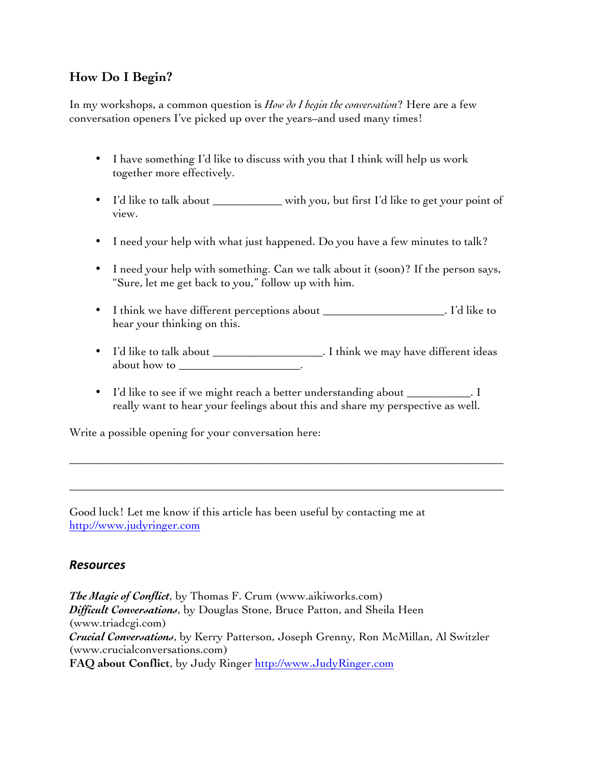## How Do I Begin?

In my workshops, a common question is *How do I begin the conversation*? Here are a few conversation openers I've picked up over the years–and used many times!

- I have something I'd like to discuss with you that I think will help us work together more effectively.
- I'd like to talk about ___________ with you, but first I'd like to get your point of view.
- I need your help with what just happened. Do you have a few minutes to talk?
- I need your help with something. Can we talk about it (soon)? If the person says, "Sure, let me get back to you," follow up with him.
- I think we have different perceptions about ____________________. I'd like to hear your thinking on this.
- I'd like to talk about _________________. I think we may have different ideas about how to ____________________.
- I'd like to see if we might reach a better understanding about __________. I really want to hear your feelings about this and share my perspective as well.

Write a possible opening for your conversation here:

______________________________________________________________________________

______________________________________________________________________________

Good luck! Let me know if this article has been useful by contacting me at http://www.judyringer.com

### *Resources*

***The Magic of Conflict***, by Thomas F. Crum (www.aikiworks.com)
***Difficult Conversations***, by Douglas Stone, Bruce Patton, and Sheila Heen (www.triadcgi.com)
***Crucial Conversations***, by Kerry Patterson, Joseph Grenny, Ron McMillan, Al Switzler (www.crucialconversations.com)
**FAQ about Conflict**, by Judy Ringer http://www.JudyRinger.com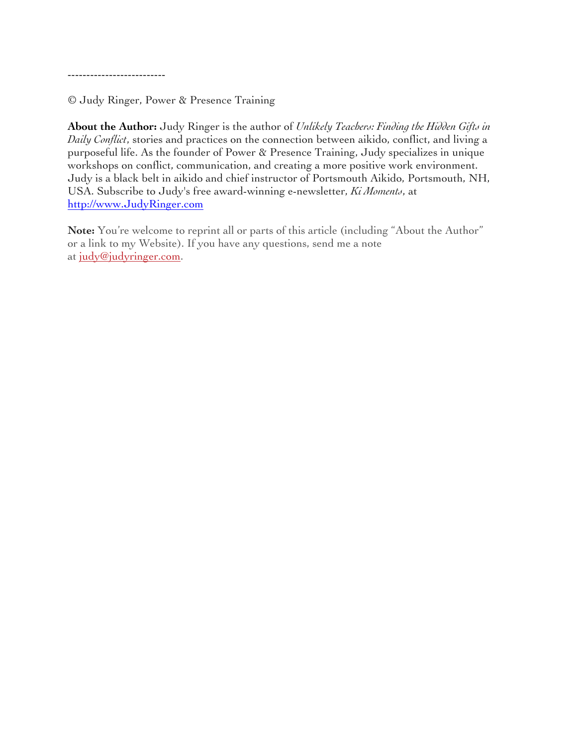--------------------------

© Judy Ringer, Power & Presence Training

**About the Author:** Judy Ringer is the author of *Unlikely Teachers: Finding the Hidden Gifts in Daily Conflict*, stories and practices on the connection between aikido, conflict, and living a purposeful life. As the founder of Power & Presence Training, Judy specializes in unique workshops on conflict, communication, and creating a more positive work environment. Judy is a black belt in aikido and chief instructor of Portsmouth Aikido, Portsmouth, NH, USA. Subscribe to Judy's free award-winning e-newsletter, *Ki Moments*, at [http://www.JudyRinger.com](http://www.JudyRinger.com)

**Note:** You're welcome to reprint all or parts of this article (including "About the Author" or a link to my Website). If you have any questions, send me a note at [judy@judyringer.com](mailto:judy@judyringer.com).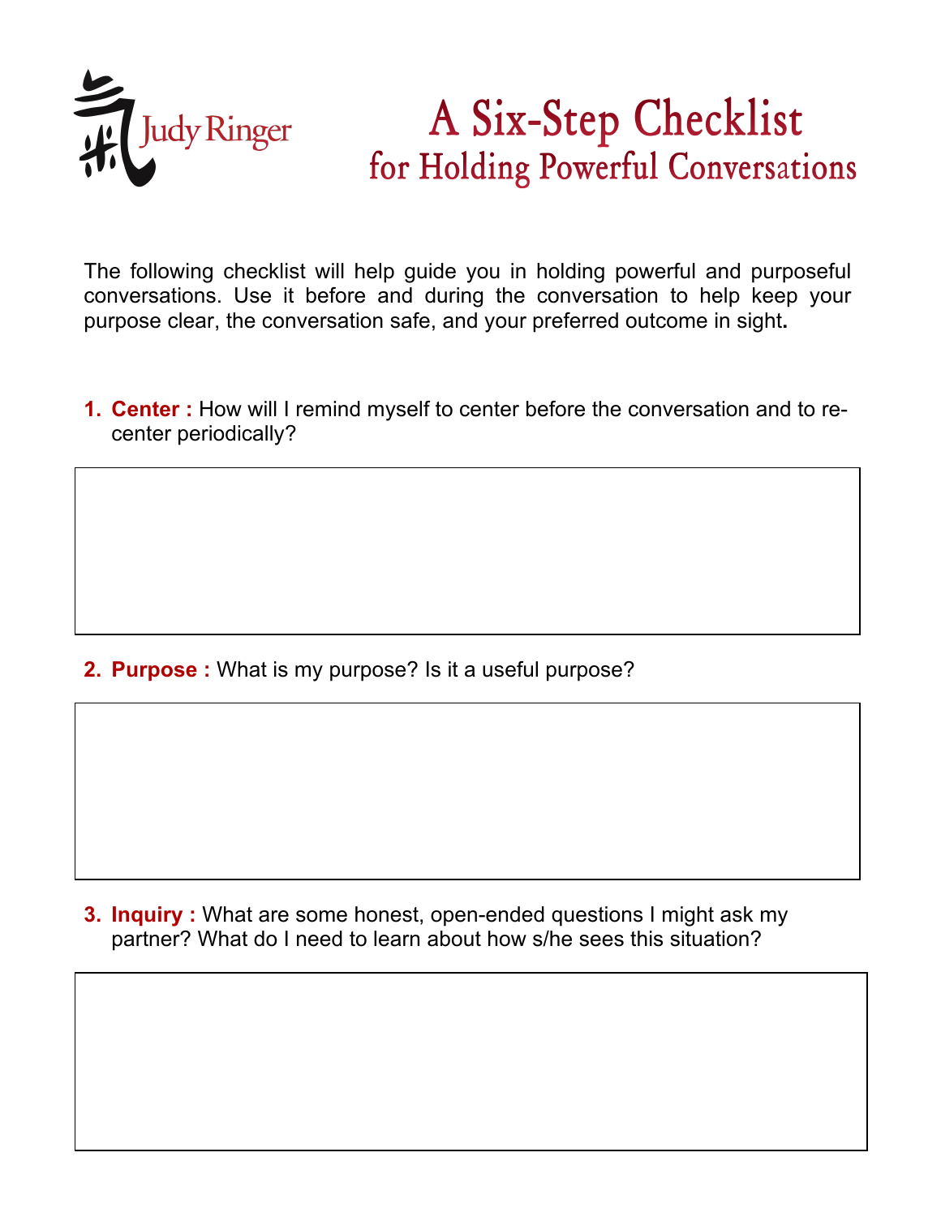Judy Ringer

# A Six-Step Checklist
## for Holding Powerful Conversations

The following checklist will help guide you in holding powerful and purposeful conversations. Use it before and during the conversation to help keep your purpose clear, the conversation safe, and your preferred outcome in sight**.**

1. **Center :** How will I remind myself to center before the conversation and to re-center periodically?

2. **Purpose :** What is my purpose? Is it a useful purpose?

3. **Inquiry :** What are some honest, open-ended questions I might ask my partner? What do I need to learn about how s/he sees this situation?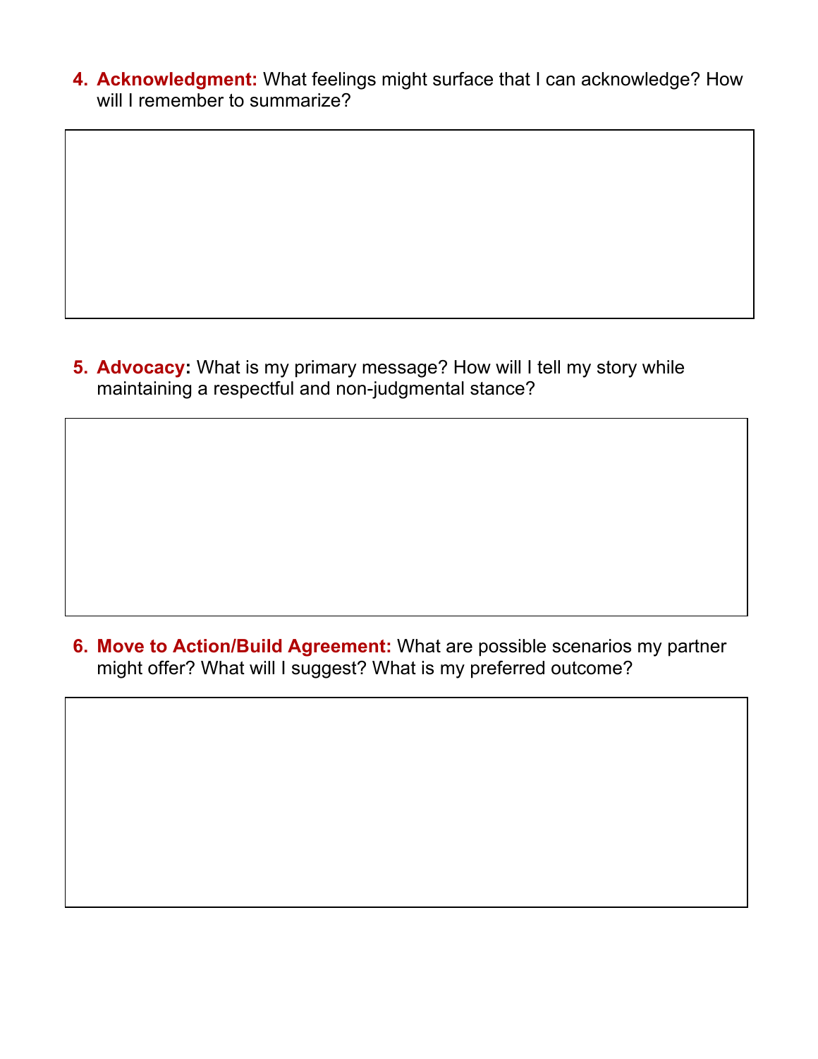4. **Acknowledgment:** What feelings might surface that I can acknowledge? How will I remember to summarize?

5. **Advocacy:** What is my primary message? How will I tell my story while maintaining a respectful and non-judgmental stance?

6. **Move to Action/Build Agreement:** What are possible scenarios my partner might offer? What will I suggest? What is my preferred outcome?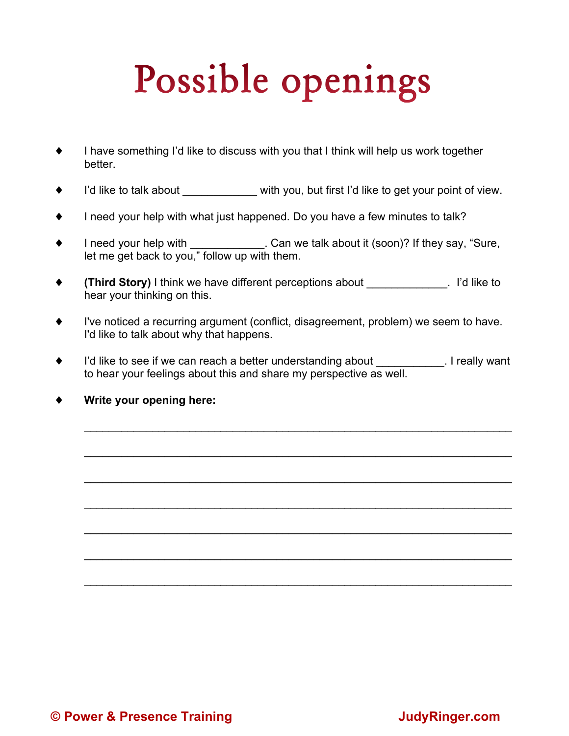# Possible openings

- I have something I'd like to discuss with you that I think will help us work together better.
- I'd like to talk about ____________ with you, but first I'd like to get your point of view.
- I need your help with what just happened. Do you have a few minutes to talk?
- I need your help with ____________. Can we talk about it (soon)? If they say, "Sure, let me get back to you," follow up with them.
- **(Third Story)** I think we have different perceptions about _____________. I'd like to hear your thinking on this.
- I've noticed a recurring argument (conflict, disagreement, problem) we seem to have. I'd like to talk about why that happens.
- I'd like to see if we can reach a better understanding about ___________. I really want to hear your feelings about this and share my perspective as well.
- **Write your opening here:**

  ______________________________________________________________

  ______________________________________________________________

  ______________________________________________________________

  ______________________________________________________________

  ______________________________________________________________

  ______________________________________________________________

  ______________________________________________________________

© Power & Presence Training

JudyRinger.com